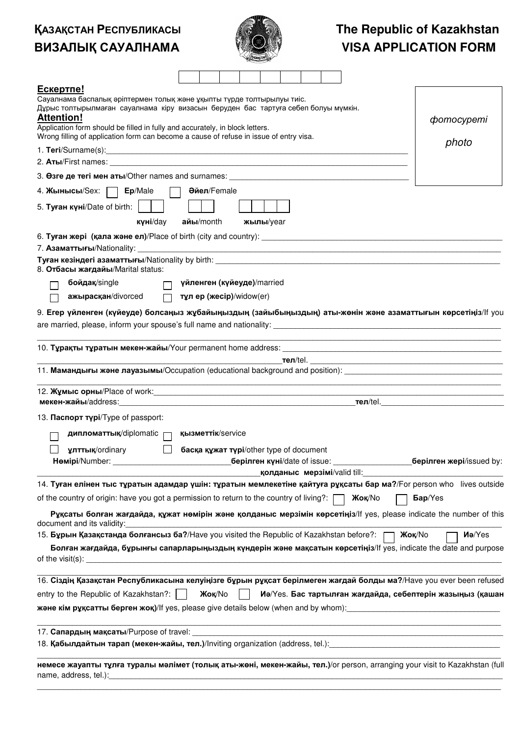# ҚАЗАҚСТАН РЕСПУБЛИКАСЫ
# ВИЗАЛЫҚ САУАЛНАМА

# The Republic of Kazakhstan
# VISA APPLICATION FORM

| | | | | | | | |
|---|---|---|---|---|---|---|---|

*фотосуреті*

*photo*

**Ескертпе!**
Сауалнама баспалық әріптермен толық және ұқыпты түрде толтырылуы тиіс.
Дұрыс толтырылмаған сауалнама кіру визасын беруден бас тартуға себеп болуы мүмкін.

**Attention!**
Application form should be filled in fully and accurately, in block letters.
Wrong filling of application form can become a cause of refuse in issue of entry visa.

1. **Тегі**/Surname(s): \_\_\_\_\_\_\_\_\_\_\_\_\_\_\_\_\_\_\_\_\_\_\_\_\_\_\_\_\_\_

2. **Аты**/First names: \_\_\_\_\_\_\_\_\_\_\_\_\_\_\_\_\_\_\_\_\_\_\_\_\_\_\_\_\_\_

3. **Өзге де тегі мен аты**/Other names and surnames: \_\_\_\_\_\_\_\_\_\_\_\_\_\_\_\_\_\_\_\_

4. **Жынысы**/Sex: ☐ **Ер**/Male ☐ **Әйел**/Female

5. **Туған күні**/Date of birth: ☐☐ ☐☐ ☐☐☐☐
**күні**/day **айы**/month **жылы**/year

6. **Туған жері (қала және ел)**/Place of birth (city and country): \_\_\_\_\_\_\_\_\_\_\_\_\_\_\_\_\_\_\_\_

7. **Азаматтығы**/Nationality: \_\_\_\_\_\_\_\_\_\_\_\_\_\_\_\_\_\_\_\_

**Туған кезіндегі азаматтығы**/Nationality by birth: \_\_\_\_\_\_\_\_\_\_\_\_\_\_\_\_\_\_\_\_

8. **Отбасы жағдайы**/Marital status:

☐ **бойдақ**/single ☐ **үйленген (күйеуде)**/married
☐ **ажырасқан**/divorced ☐ **тұл ер (жесір)**/widow(er)

9. **Егер үйленген (күйеуде) болсаңыз жұбайыңыздың (зайыбыңыздың) аты-жөнін және азаматтығын көрсетіңіз**/If you are married, please, inform your spouse's full name and nationality: \_\_\_\_\_\_\_\_\_\_\_\_\_\_\_\_\_\_\_\_

10. **Тұрақты тұратын мекен-жайы**/Your permanent home address: \_\_\_\_\_\_\_\_\_\_\_\_\_\_\_\_\_\_\_\_
\_\_\_\_\_\_\_\_\_\_\_\_\_\_\_\_\_\_\_\_ **тел**/tel. \_\_\_\_\_\_\_\_\_\_\_\_\_\_\_\_\_\_\_\_

11. **Мамандығы және лауазымы**/Occupation (educational background and position): \_\_\_\_\_\_\_\_\_\_\_\_\_\_\_\_\_\_\_\_

12. **Жұмыс орны**/Place of work: \_\_\_\_\_\_\_\_\_\_\_\_\_\_\_\_\_\_\_\_
**мекен-жайы**/address: \_\_\_\_\_\_\_\_\_\_\_\_\_\_\_\_\_\_\_\_ **тел**/tel. \_\_\_\_\_\_\_\_\_\_\_\_\_\_\_\_\_\_\_\_

13. **Паспорт түрі**/Type of passport:

☐ **дипломаттық**/diplomatic ☐ **қызметтік**/service
☐ **ұлттық**/ordinary ☐ **басқа құжат түрі**/other type of document

**Нөмірі**/Number: \_\_\_\_\_\_\_\_\_\_\_\_\_\_\_\_\_\_\_\_ **берілген күні**/date of issue: \_\_\_\_\_\_\_\_\_\_\_\_\_\_\_\_\_\_\_\_ **берілген жері**/issued by:
\_\_\_\_\_\_\_\_\_\_\_\_\_\_\_\_\_\_\_\_ **қолданыс мерзімі**/valid till: \_\_\_\_\_\_\_\_\_\_\_\_\_\_\_\_\_\_\_\_

14. **Туған елінен тыс тұратын адамдар үшін: тұратын мемлекетіне қайтуға рұқсаты бар ма?**/For person who lives outside of the country of origin: have you got a permission to return to the country of living?: ☐ **Жоқ**/No ☐ **Бар**/Yes

**Рұқсаты болған жағдайда, құжат нөмірін және қолданыс мерзімін көрсетіңіз**/If yes, please indicate the number of this document and its validity: \_\_\_\_\_\_\_\_\_\_\_\_\_\_\_\_\_\_\_\_

15. **Бұрын Қазақстанда болғансыз ба?**/Have you visited the Republic of Kazakhstan before?: ☐ **Жоқ**/No ☐ **Иә**/Yes

**Болған жағдайда, бұрынғы сапарларыңыздың күндерін және мақсатын көрсетіңіз**/If yes, indicate the date and purpose of the visit(s): \_\_\_\_\_\_\_\_\_\_\_\_\_\_\_\_\_\_\_\_

16. **Сіздің Қазақстан Республикасына келуіңізге бұрын рұқсат берілмеген жағдай болды ма?**/Have you ever been refused entry to the Republic of Kazakhstan?: ☐ **Жоқ**/No ☐ **Иә**/Yes. **Бас тартылған жағдайда, себептерін жазыңыз (қашан және кім рұқсатты берген жоқ)**/If yes, please give details below (when and by whom): \_\_\_\_\_\_\_\_\_\_\_\_\_\_\_\_\_\_\_\_

17. **Сапардың мақсаты**/Purpose of travel: \_\_\_\_\_\_\_\_\_\_\_\_\_\_\_\_\_\_\_\_

18. **Қабылдайтын тарап (мекен-жайы, тел.)**/Inviting organization (address, tel.): \_\_\_\_\_\_\_\_\_\_\_\_\_\_\_\_\_\_\_\_

**немесе жауапты тұлға туралы мәлімет (толық аты-жөні, мекен-жайы, тел.)**/or person, arranging your visit to Kazakhstan (full name, address, tel.): \_\_\_\_\_\_\_\_\_\_\_\_\_\_\_\_\_\_\_\_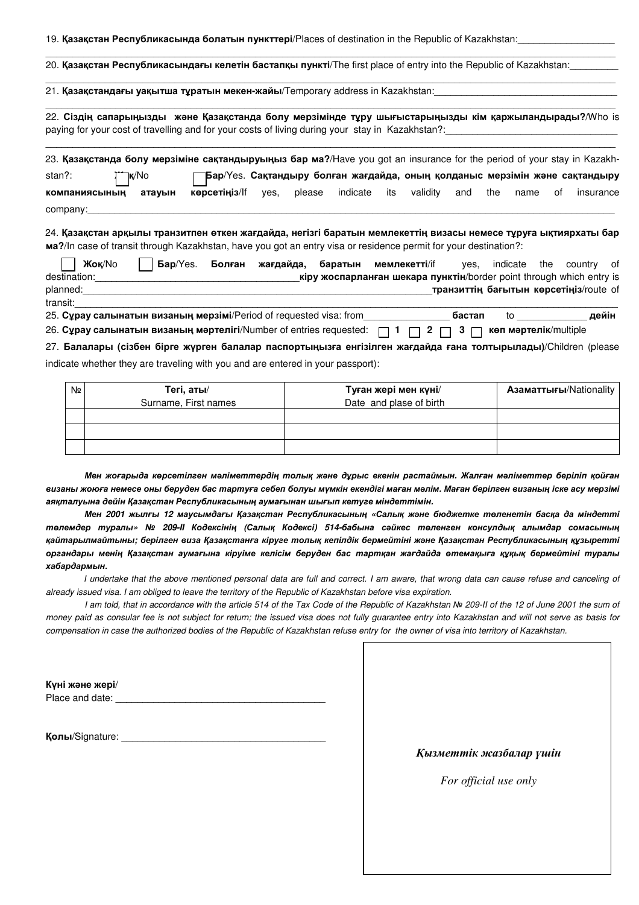19. **Қазақстан Республикасында болатын пункттері**/Places of destination in the Republic of Kazakhstan:__________________

20. **Қазақстан Республикасындағы келетін бастапқы пункті**/The first place of entry into the Republic of Kazakhstan:_________

21. **Қазақстандағы уақытша тұратын мекен-жайы**/Temporary address in Kazakhstan:___________________________________

22. **Сіздің сапарыңызды және Қазақстанда болу мерзімінде тұру шығыстарыңызды кім қаржыландырады?**/Who is paying for your cost of travelling and for your costs of living during your stay in Kazakhstan?:________________________________

23. **Қазақстанда болу мерзіміне сақтандыруыңыз бар ма?**/Have you got an insurance for the period of your stay in Kazakhstan?: ☐ **Жоқ**/No ☐ **Бар**/Yes. **Сақтандыру болған жағдайда, оның қолданыс мерзімін және сақтандыру компаниясының атауын көрсетіңіз**/If yes, please indicate its validity and the name of insurance company:___________________________________

24. **Қазақстан арқылы транзитпен өткен жағдайда, негізгі баратын мемлекеттің визасы немесе тұруға ықтиярхаты бар ма?**/In case of transit through Kazakhstan, have you got an entry visa or residence permit for your destination?:

☐ **Жоқ**/No ☐ **Бар**/Yes. **Болған жағдайда, баратын мемлекетті**/if yes, indicate the country of destination:_______________________________________**кіру жоспарланған шекара пунктін**/border point through which entry is planned:_______________________________________**транзиттің бағытын көрсетіңіз**/route of transit:___________________________________

25. **Сұрау салынатын визаның мерзімі**/Period of requested visa: from________________ **бастап** to _____________ **дейін**

26. **Сұрау салынатын визаның мәртелігі**/Number of entries requested: ☐ **1** ☐ **2** ☐ **3** ☐ **көп мәртелік**/multiple

27. **Балалары (сізбен бірге жүрген балалар паспортыңызға енгізілген жағдайда ғана толтырылады)**/Children (please indicate whether they are traveling with you and are entered in your passport):

| № | **Тегі, аты**/ Surname, First names | **Туған жері мен күні**/ Date and plase of birth | **Азаматтығы**/Nationality |
|---|---|---|---|
| | | | |
| | | | |
| | | | |

***Мен жоғарыда көрсетілген мәліметтердің толық және дұрыс екенін растаймын. Жалған мәліметтер беріліп қойған визаны жоюға немесе оны беруден бас тартуға себеп болуы мүмкін екендігі маған мәлім. Маған берілген визаның іске асу мерзімі аяқталуына дейін Қазақстан Республикасының аумағынан шығып кетуге міндеттімін.***

***Мен 2001 жылғы 12 маусымдағы Қазақстан Республикасының «Салық және бюджетке төленетін басқа да міндетті төлемдер туралы» № 209-II Кодексінің (Салық Кодексі) 514-бабына сәйкес төленген консулдық алымдар сомасының қайтарылмайтыны; берілген виза Қазақстанға кіруге толық кепілдік бермейтіні және Қазақстан Республикасының құзыретті органдары менің Қазақстан аумағына кіруіме келісім беруден бас тартқан жағдайда өтемақыға құқық бермейтіні туралы хабардармын.***

*I undertake that the above mentioned personal data are full and correct. I am aware, that wrong data can cause refuse and canceling of already issued visa. I am obliged to leave the territory of the Republic of Kazakhstan before visa expiration.*

*I am told, that in accordance with the article 514 of the Tax Code of the Republic of Kazakhstan № 209-II of the 12 of June 2001 the sum of money paid as consular fee is not subject for return; the issued visa does not fully guarantee entry into Kazakhstan and will not serve as basis for compensation in case the authorized bodies of the Republic of Kazakhstan refuse entry for the owner of visa into territory of Kazakhstan.*

**Күні және жері**/
Place and date: _______________________________________

**Қолы**/Signature: _____________________________________

*Қызметтік жазбалар үшін*

*For official use only*